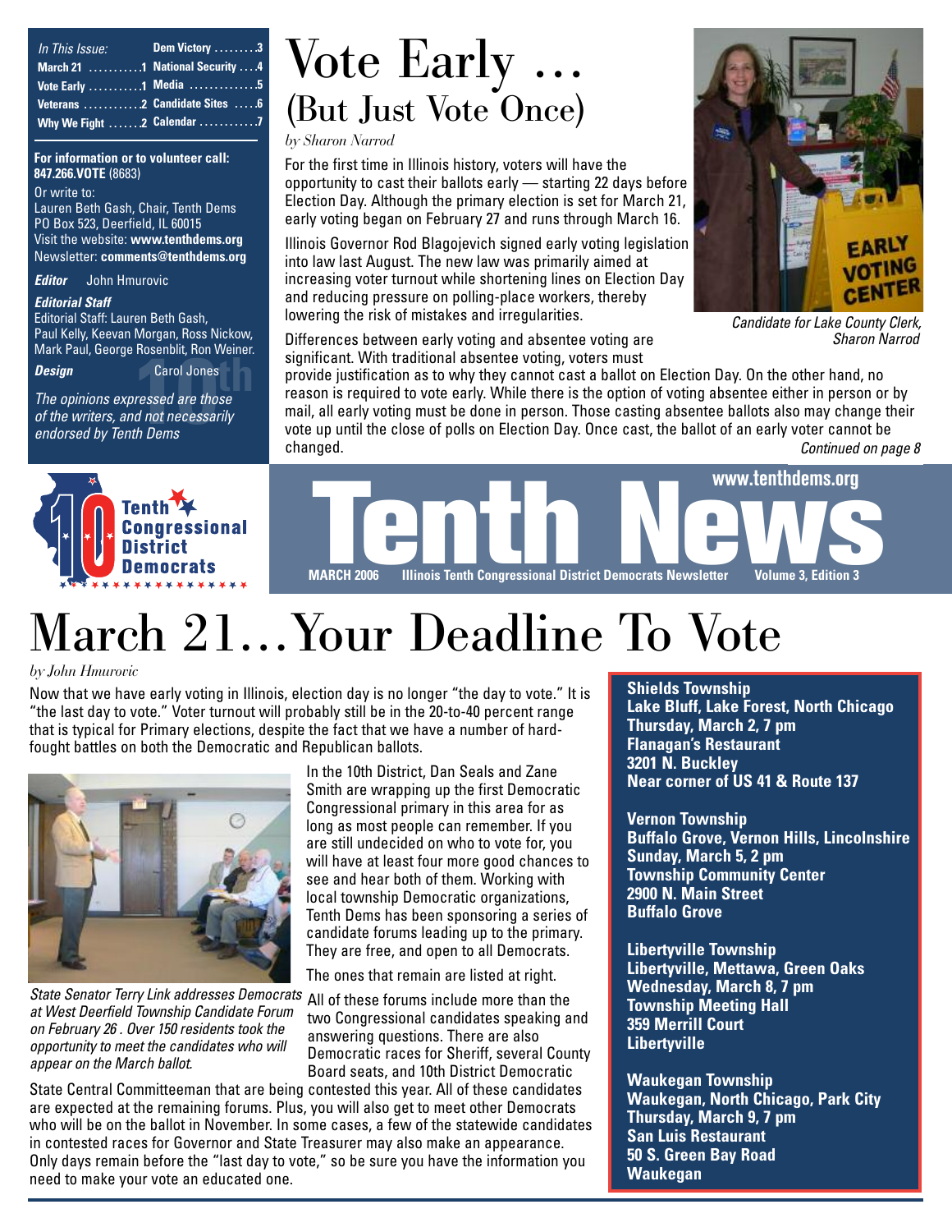| *In This Issue:* | |
|---|---|
| March 21 ..........1 | Dem Victory ........3 |
| Vote Early ..........1 | National Security ....4 |
| Veterans ...........2 | Media .............5 |
| Why We Fight ......2 | Candidate Sites .....6 |
| | Calendar ...........7 |

**For information or to volunteer call: 847.266.VOTE** (8683)

Or write to:
Lauren Beth Gash, Chair, Tenth Dems
PO Box 523, Deerfield, IL 60015
Visit the website: **www.tenthdems.org**
Newsletter: **comments@tenthdems.org**

***Editor*** John Hmurovic

***Editorial Staff***
Editorial Staff: Lauren Beth Gash, Paul Kelly, Keevan Morgan, Ross Nickow, Mark Paul, George Rosenblit, Ron Weiner.

***Design*** Carol Jones

*The opinions expressed are those of the writers, and not necessarily endorsed by Tenth Dems*

# Vote Early ... (But Just Vote Once)

*by Sharon Narrod*

For the first time in Illinois history, voters will have the opportunity to cast their ballots early — starting 22 days before Election Day. Although the primary election is set for March 21, early voting began on February 27 and runs through March 16.

Illinois Governor Rod Blagojevich signed early voting legislation into law last August. The new law was primarily aimed at increasing voter turnout while shortening lines on Election Day and reducing pressure on polling-place workers, thereby lowering the risk of mistakes and irregularities.

*Candidate for Lake County Clerk, Sharon Narrod*

Differences between early voting and absentee voting are significant. With traditional absentee voting, voters must provide justification as to why they cannot cast a ballot on Election Day. On the other hand, no reason is required to vote early. While there is the option of voting absentee either in person or by mail, all early voting must be done in person. Those casting absentee ballots also may change their vote up until the close of polls on Election Day. Once cast, the ballot of an early voter cannot be changed.

*Continued on page 8*

**Tenth Congressional District Democrats**

# Tenth News

**www.tenthdems.org**

**MARCH 2006 Illinois Tenth Congressional District Democrats Newsletter Volume 3, Edition 3**

# March 21...Your Deadline To Vote

*by John Hmurovic*

Now that we have early voting in Illinois, election day is no longer "the day to vote." It is "the last day to vote." Voter turnout will probably still be in the 20-to-40 percent range that is typical for Primary elections, despite the fact that we have a number of hard-fought battles on both the Democratic and Republican ballots.

*State Senator Terry Link addresses Democrats at West Deerfield Township Candidate Forum on February 26 . Over 150 residents took the opportunity to meet the candidates who will appear on the March ballot.*

In the 10th District, Dan Seals and Zane Smith are wrapping up the first Democratic Congressional primary in this area for as long as most people can remember. If you are still undecided on who to vote for, you will have at least four more good chances to see and hear both of them. Working with local township Democratic organizations, Tenth Dems has been sponsoring a series of candidate forums leading up to the primary. They are free, and open to all Democrats.

The ones that remain are listed at right.

All of these forums include more than the two Congressional candidates speaking and answering questions. There are also Democratic races for Sheriff, several County Board seats, and 10th District Democratic State Central Committeeman that are being contested this year. All of these candidates are expected at the remaining forums. Plus, you will also get to meet other Democrats who will be on the ballot in November. In some cases, a few of the statewide candidates in contested races for Governor and State Treasurer may also make an appearance. Only days remain before the "last day to vote," so be sure you have the information you need to make your vote an educated one.

**Shields Township**
**Lake Bluff, Lake Forest, North Chicago**
**Thursday, March 2, 7 pm**
**Flanagan's Restaurant**
**3201 N. Buckley**
**Near corner of US 41 & Route 137**

**Vernon Township**
**Buffalo Grove, Vernon Hills, Lincolnshire**
**Sunday, March 5, 2 pm**
**Township Community Center**
**2900 N. Main Street**
**Buffalo Grove**

**Libertyville Township**
**Libertyville, Mettawa, Green Oaks**
**Wednesday, March 8, 7 pm**
**Township Meeting Hall**
**359 Merrill Court**
**Libertyville**

**Waukegan Township**
**Waukegan, North Chicago, Park City**
**Thursday, March 9, 7 pm**
**San Luis Restaurant**
**50 S. Green Bay Road**
**Waukegan**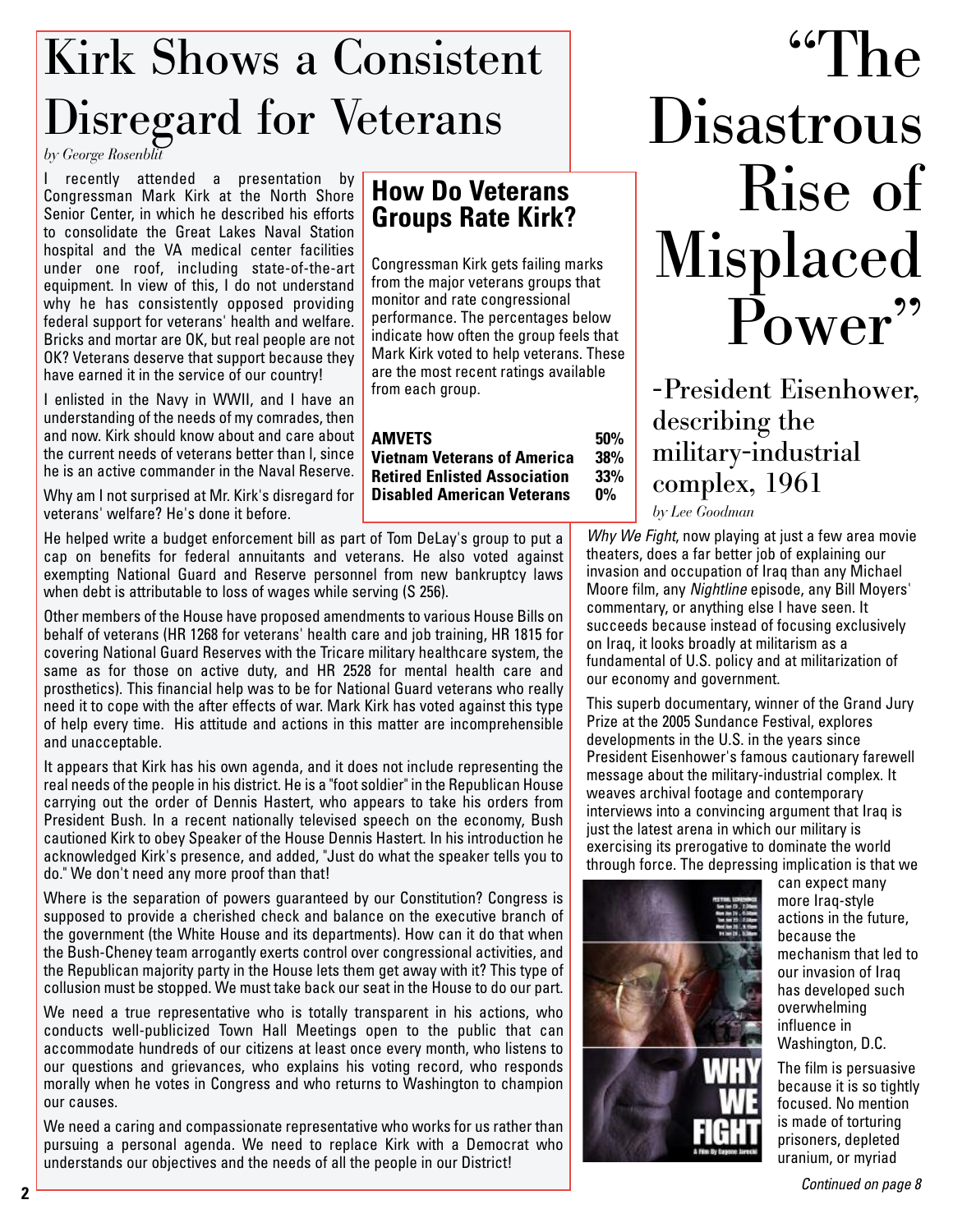# Kirk Shows a Consistent Disregard for Veterans

*by George Rosenblit*

I recently attended a presentation by Congressman Mark Kirk at the North Shore Senior Center, in which he described his efforts to consolidate the Great Lakes Naval Station hospital and the VA medical center facilities under one roof, including state-of-the-art equipment. In view of this, I do not understand why he has consistently opposed providing federal support for veterans' health and welfare. Bricks and mortar are OK, but real people are not OK? Veterans deserve that support because they have earned it in the service of our country!

I enlisted in the Navy in WWII, and I have an understanding of the needs of my comrades, then and now. Kirk should know about and care about the current needs of veterans better than I, since he is an active commander in the Naval Reserve.

Why am I not surprised at Mr. Kirk's disregard for veterans' welfare? He's done it before.

He helped write a budget enforcement bill as part of Tom DeLay's group to put a cap on benefits for federal annuitants and veterans. He also voted against exempting National Guard and Reserve personnel from new bankruptcy laws when debt is attributable to loss of wages while serving (S 256).

Other members of the House have proposed amendments to various House Bills on behalf of veterans (HR 1268 for veterans' health care and job training, HR 1815 for covering National Guard Reserves with the Tricare military healthcare system, the same as for those on active duty, and HR 2528 for mental health care and prosthetics). This financial help was to be for National Guard veterans who really need it to cope with the after effects of war. Mark Kirk has voted against this type of help every time. His attitude and actions in this matter are incomprehensible and unacceptable.

It appears that Kirk has his own agenda, and it does not include representing the real needs of the people in his district. He is a "foot soldier" in the Republican House carrying out the order of Dennis Hastert, who appears to take his orders from President Bush. In a recent nationally televised speech on the economy, Bush cautioned Kirk to obey Speaker of the House Dennis Hastert. In his introduction he acknowledged Kirk's presence, and added, "Just do what the speaker tells you to do." We don't need any more proof than that!

Where is the separation of powers guaranteed by our Constitution? Congress is supposed to provide a cherished check and balance on the executive branch of the government (the White House and its departments). How can it do that when the Bush-Cheney team arrogantly exerts control over congressional activities, and the Republican majority party in the House lets them get away with it? This type of collusion must be stopped. We must take back our seat in the House to do our part.

We need a true representative who is totally transparent in his actions, who conducts well-publicized Town Hall Meetings open to the public that can accommodate hundreds of our citizens at least once every month, who listens to our questions and grievances, who explains his voting record, who responds morally when he votes in Congress and who returns to Washington to champion our causes.

We need a caring and compassionate representative who works for us rather than pursuing a personal agenda. We need to replace Kirk with a Democrat who understands our objectives and the needs of all the people in our District!

## How Do Veterans Groups Rate Kirk?

Congressman Kirk gets failing marks from the major veterans groups that monitor and rate congressional performance. The percentages below indicate how often the group feels that Mark Kirk voted to help veterans. These are the most recent ratings available from each group.

| Group | Rating |
|---|---|
| **AMVETS** | **50%** |
| **Vietnam Veterans of America** | **38%** |
| **Retired Enlisted Association** | **33%** |
| **Disabled American Veterans** | **0%** |

# "The Disastrous Rise of Misplaced Power"

## -President Eisenhower, describing the military-industrial complex, 1961

*by Lee Goodman*

*Why We Fight*, now playing at just a few area movie theaters, does a far better job of explaining our invasion and occupation of Iraq than any Michael Moore film, any *Nightline* episode, any Bill Moyers' commentary, or anything else I have seen. It succeeds because instead of focusing exclusively on Iraq, it looks broadly at militarism as a fundamental of U.S. policy and at militarization of our economy and government.

This superb documentary, winner of the Grand Jury Prize at the 2005 Sundance Festival, explores developments in the U.S. in the years since President Eisenhower's famous cautionary farewell message about the military-industrial complex. It weaves archival footage and contemporary interviews into a convincing argument that Iraq is just the latest arena in which our military is exercising its prerogative to dominate the world through force. The depressing implication is that we can expect many more Iraq-style actions in the future, because the mechanism that led to our invasion of Iraq has developed such overwhelming influence in Washington, D.C.

The film is persuasive because it is so tightly focused. No mention is made of torturing prisoners, depleted uranium, or myriad

*Continued on page 8*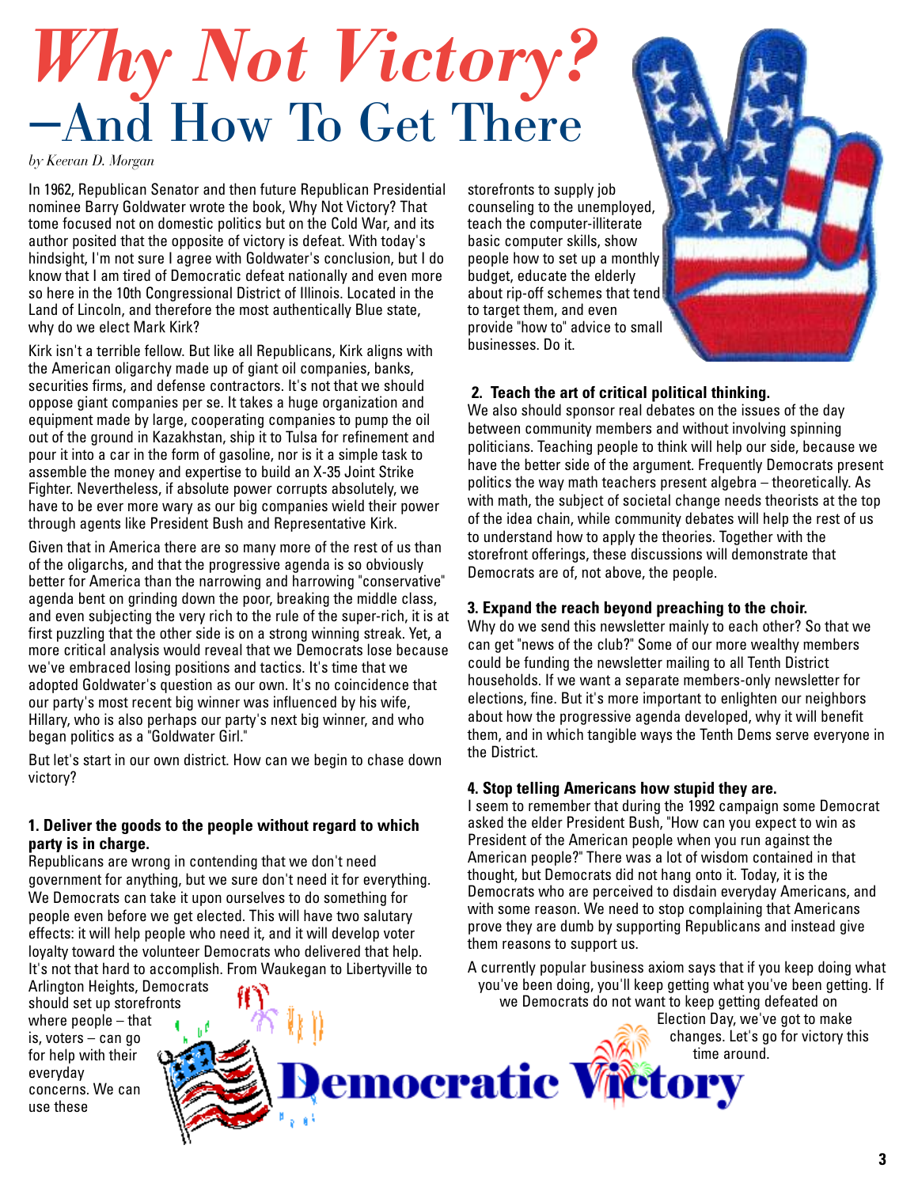# Why Not Victory? —And How To Get There

*by Keevan D. Morgan*

In 1962, Republican Senator and then future Republican Presidential nominee Barry Goldwater wrote the book, Why Not Victory? That tome focused not on domestic politics but on the Cold War, and its author posited that the opposite of victory is defeat. With today's hindsight, I'm not sure I agree with Goldwater's conclusion, but I do know that I am tired of Democratic defeat nationally and even more so here in the 10th Congressional District of Illinois. Located in the Land of Lincoln, and therefore the most authentically Blue state, why do we elect Mark Kirk?

Kirk isn't a terrible fellow. But like all Republicans, Kirk aligns with the American oligarchy made up of giant oil companies, banks, securities firms, and defense contractors. It's not that we should oppose giant companies per se. It takes a huge organization and equipment made by large, cooperating companies to pump the oil out of the ground in Kazakhstan, ship it to Tulsa for refinement and pour it into a car in the form of gasoline, nor is it a simple task to assemble the money and expertise to build an X-35 Joint Strike Fighter. Nevertheless, if absolute power corrupts absolutely, we have to be ever more wary as our big companies wield their power through agents like President Bush and Representative Kirk.

Given that in America there are so many more of the rest of us than of the oligarchs, and that the progressive agenda is so obviously better for America than the narrowing and harrowing "conservative" agenda bent on grinding down the poor, breaking the middle class, and even subjecting the very rich to the rule of the super-rich, it is at first puzzling that the other side is on a strong winning streak. Yet, a more critical analysis would reveal that we Democrats lose because we've embraced losing positions and tactics. It's time that we adopted Goldwater's question as our own. It's no coincidence that our party's most recent big winner was influenced by his wife, Hillary, who is also perhaps our party's next big winner, and who began politics as a "Goldwater Girl."

But let's start in our own district. How can we begin to chase down victory?

**1. Deliver the goods to the people without regard to which party is in charge.**

Republicans are wrong in contending that we don't need government for anything, but we sure don't need it for everything. We Democrats can take it upon ourselves to do something for people even before we get elected. This will have two salutary effects: it will help people who need it, and it will develop voter loyalty toward the volunteer Democrats who delivered that help. It's not that hard to accomplish. From Waukegan to Libertyville to Arlington Heights, Democrats should set up storefronts where people – that is, voters – can go for help with their everyday concerns. We can use these storefronts to supply job counseling to the unemployed, teach the computer-illiterate basic computer skills, show people how to set up a monthly budget, educate the elderly about rip-off schemes that tend to target them, and even provide "how to" advice to small businesses. Do it.

**2. Teach the art of critical political thinking.**

We also should sponsor real debates on the issues of the day between community members and without involving spinning politicians. Teaching people to think will help our side, because we have the better side of the argument. Frequently Democrats present politics the way math teachers present algebra – theoretically. As with math, the subject of societal change needs theorists at the top of the idea chain, while community debates will help the rest of us to understand how to apply the theories. Together with the storefront offerings, these discussions will demonstrate that Democrats are of, not above, the people.

**3. Expand the reach beyond preaching to the choir.**

Why do we send this newsletter mainly to each other? So that we can get "news of the club?" Some of our more wealthy members could be funding the newsletter mailing to all Tenth District households. If we want a separate members-only newsletter for elections, fine. But it's more important to enlighten our neighbors about how the progressive agenda developed, why it will benefit them, and in which tangible ways the Tenth Dems serve everyone in the District.

**4. Stop telling Americans how stupid they are.**

I seem to remember that during the 1992 campaign some Democrat asked the elder President Bush, "How can you expect to win as President of the American people when you run against the American people?" There was a lot of wisdom contained in that thought, but Democrats did not hang onto it. Today, it is the Democrats who are perceived to disdain everyday Americans, and with some reason. We need to stop complaining that Americans prove they are dumb by supporting Republicans and instead give them reasons to support us.

A currently popular business axiom says that if you keep doing what you've been doing, you'll keep getting what you've been getting. If we Democrats do not want to keep getting defeated on Election Day, we've got to make changes. Let's go for victory this time around.

Democratic Victory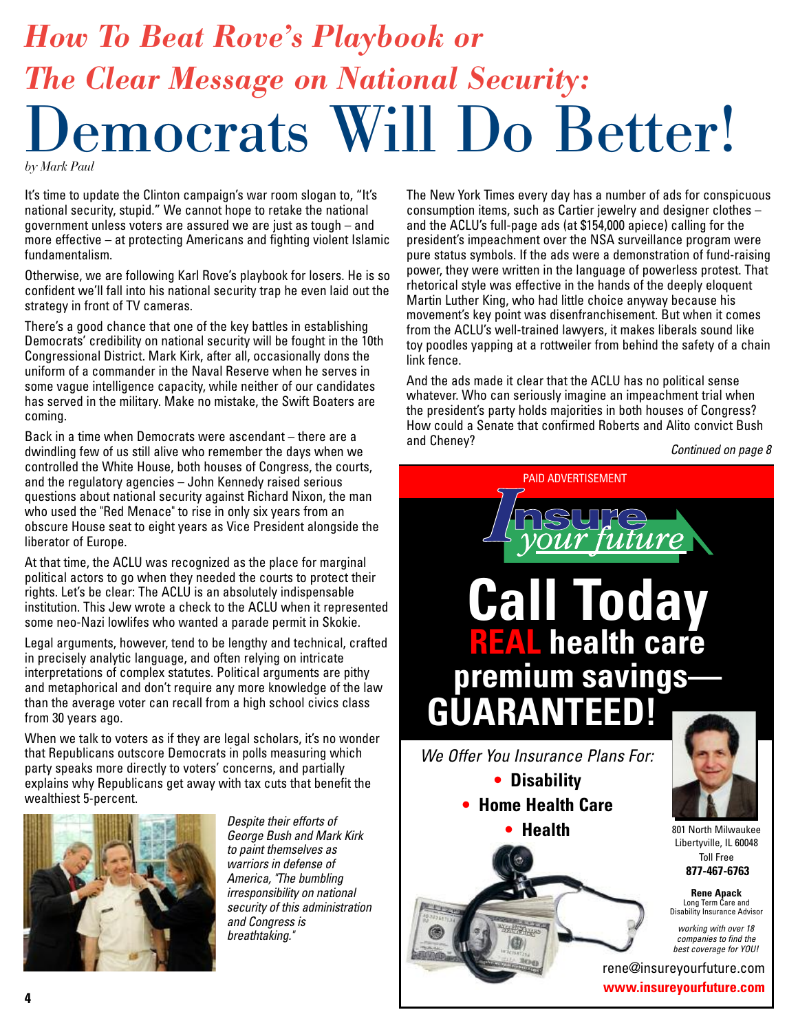# *How To Beat Rove's Playbook or The Clear Message on National Security:* Democrats Will Do Better!

*by Mark Paul*

It's time to update the Clinton campaign's war room slogan to, "It's national security, stupid." We cannot hope to retake the national government unless voters are assured we are just as tough – and more effective – at protecting Americans and fighting violent Islamic fundamentalism.

Otherwise, we are following Karl Rove's playbook for losers. He is so confident we'll fall into his national security trap he even laid out the strategy in front of TV cameras.

There's a good chance that one of the key battles in establishing Democrats' credibility on national security will be fought in the 10th Congressional District. Mark Kirk, after all, occasionally dons the uniform of a commander in the Naval Reserve when he serves in some vague intelligence capacity, while neither of our candidates has served in the military. Make no mistake, the Swift Boaters are coming.

Back in a time when Democrats were ascendant – there are a dwindling few of us still alive who remember the days when we controlled the White House, both houses of Congress, the courts, and the regulatory agencies – John Kennedy raised serious questions about national security against Richard Nixon, the man who used the "Red Menace" to rise in only six years from an obscure House seat to eight years as Vice President alongside the liberator of Europe.

At that time, the ACLU was recognized as the place for marginal political actors to go when they needed the courts to protect their rights. Let's be clear: The ACLU is an absolutely indispensable institution. This Jew wrote a check to the ACLU when it represented some neo-Nazi lowlifes who wanted a parade permit in Skokie.

Legal arguments, however, tend to be lengthy and technical, crafted in precisely analytic language, and often relying on intricate interpretations of complex statutes. Political arguments are pithy and metaphorical and don't require any more knowledge of the law than the average voter can recall from a high school civics class from 30 years ago.

When we talk to voters as if they are legal scholars, it's no wonder that Republicans outscore Democrats in polls measuring which party speaks more directly to voters' concerns, and partially explains why Republicans get away with tax cuts that benefit the wealthiest 5-percent.

*Despite their efforts of George Bush and Mark Kirk to paint themselves as warriors in defense of America, "The bumbling irresponsibility on national security of this administration and Congress is breathtaking."*

The New York Times every day has a number of ads for conspicuous consumption items, such as Cartier jewelry and designer clothes – and the ACLU's full-page ads (at $154,000 apiece) calling for the president's impeachment over the NSA surveillance program were pure status symbols. If the ads were a demonstration of fund-raising power, they were written in the language of powerless protest. That rhetorical style was effective in the hands of the deeply eloquent Martin Luther King, who had little choice anyway because his movement's key point was disenfranchisement. But when it comes from the ACLU's well-trained lawyers, it makes liberals sound like toy poodles yapping at a rottweiler from behind the safety of a chain link fence.

And the ads made it clear that the ACLU has no political sense whatever. Who can seriously imagine an impeachment trial when the president's party holds majorities in both houses of Congress? How could a Senate that confirmed Roberts and Alito convict Bush and Cheney?

*Continued on page 8*

PAID ADVERTISEMENT

**Insure *your future***

# Call Today

## REAL health care premium savings— GUARANTEED!

*We Offer You Insurance Plans For:*

- **Disability**
- **Home Health Care**
- **Health**

801 North Milwaukee
Libertyville, IL 60048
Toll Free
**877-467-6763**

**Rene Apack**
Long Term Care and Disability Insurance Advisor

*working with over 18 companies to find the best coverage for YOU!*

rene@insureyourfuture.com
**www.insureyourfuture.com**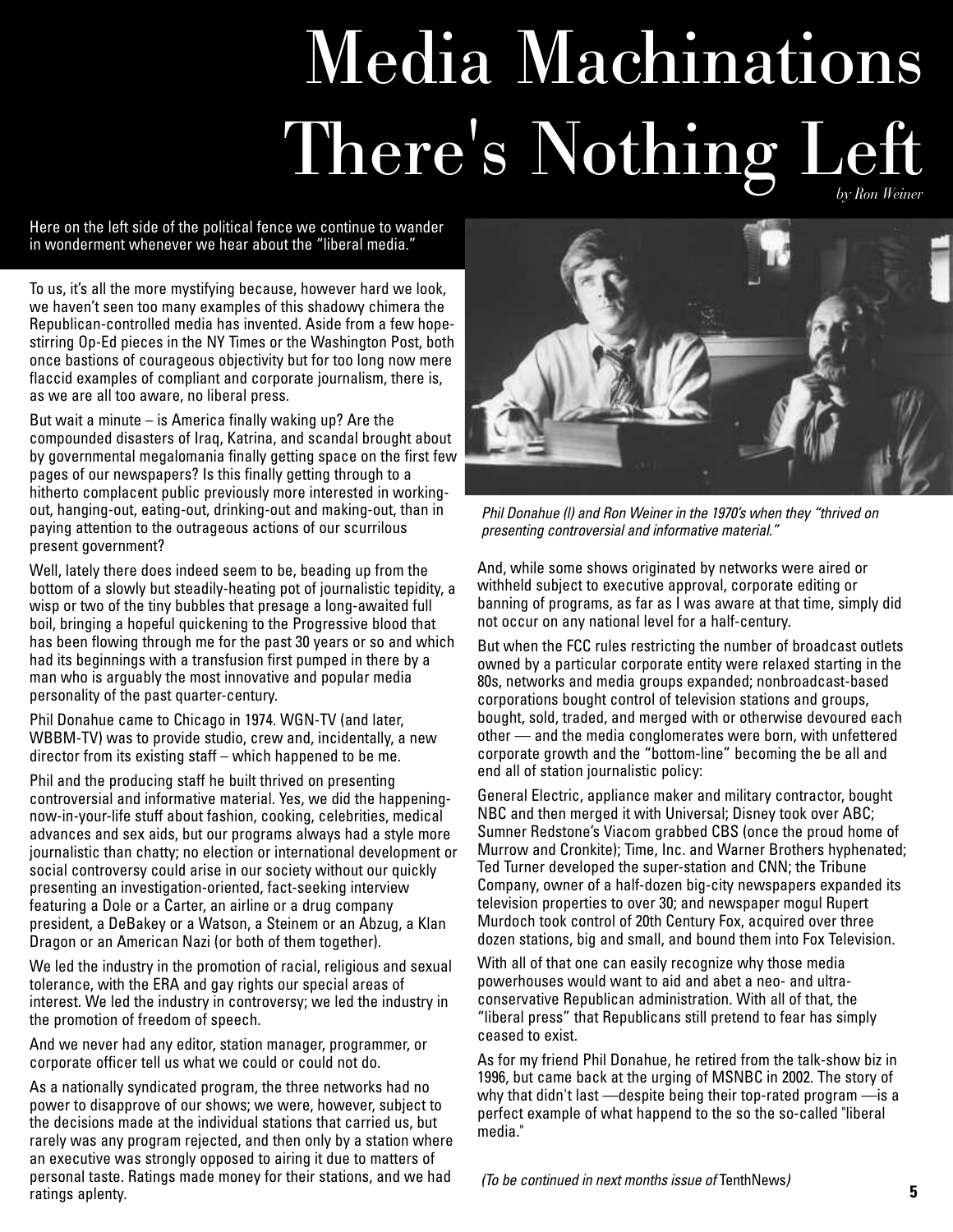# Media Machinations
# There's Nothing Left

*by Ron Weiner*

Here on the left side of the political fence we continue to wander in wonderment whenever we hear about the "liberal media."

To us, it's all the more mystifying because, however hard we look, we haven't seen too many examples of this shadowy chimera the Republican-controlled media has invented. Aside from a few hope-stirring Op-Ed pieces in the NY Times or the Washington Post, both once bastions of courageous objectivity but for too long now mere flaccid examples of compliant and corporate journalism, there is, as we are all too aware, no liberal press.

But wait a minute – is America finally waking up? Are the compounded disasters of Iraq, Katrina, and scandal brought about by governmental megalomania finally getting space on the first few pages of our newspapers? Is this finally getting through to a hitherto complacent public previously more interested in working-out, hanging-out, eating-out, drinking-out and making-out, than in paying attention to the outrageous actions of our scurrilous present government?

Well, lately there does indeed seem to be, beading up from the bottom of a slowly but steadily-heating pot of journalistic tepidity, a wisp or two of the tiny bubbles that presage a long-awaited full boil, bringing a hopeful quickening to the Progressive blood that has been flowing through me for the past 30 years or so and which had its beginnings with a transfusion first pumped in there by a man who is arguably the most innovative and popular media personality of the past quarter-century.

Phil Donahue came to Chicago in 1974. WGN-TV (and later, WBBM-TV) was to provide studio, crew and, incidentally, a new director from its existing staff – which happened to be me.

Phil and the producing staff he built thrived on presenting controversial and informative material. Yes, we did the happening-now-in-your-life stuff about fashion, cooking, celebrities, medical advances and sex aids, but our programs always had a style more journalistic than chatty; no election or international development or social controversy could arise in our society without our quickly presenting an investigation-oriented, fact-seeking interview featuring a Dole or a Carter, an airline or a drug company president, a DeBakey or a Watson, a Steinem or an Abzug, a Klan Dragon or an American Nazi (or both of them together).

We led the industry in the promotion of racial, religious and sexual tolerance, with the ERA and gay rights our special areas of interest. We led the industry in controversy; we led the industry in the promotion of freedom of speech.

And we never had any editor, station manager, programmer, or corporate officer tell us what we could or could not do.

As a nationally syndicated program, the three networks had no power to disapprove of our shows; we were, however, subject to the decisions made at the individual stations that carried us, but rarely was any program rejected, and then only by a station where an executive was strongly opposed to airing it due to matters of personal taste. Ratings made money for their stations, and we had ratings aplenty.

*Phil Donahue (l) and Ron Weiner in the 1970's when they "thrived on presenting controversial and informative material."*

And, while some shows originated by networks were aired or withheld subject to executive approval, corporate editing or banning of programs, as far as I was aware at that time, simply did not occur on any national level for a half-century.

But when the FCC rules restricting the number of broadcast outlets owned by a particular corporate entity were relaxed starting in the 80s, networks and media groups expanded; nonbroadcast-based corporations bought control of television stations and groups, bought, sold, traded, and merged with or otherwise devoured each other — and the media conglomerates were born, with unfettered corporate growth and the "bottom-line" becoming the be all and end all of station journalistic policy:

General Electric, appliance maker and military contractor, bought NBC and then merged it with Universal; Disney took over ABC; Sumner Redstone's Viacom grabbed CBS (once the proud home of Murrow and Cronkite); Time, Inc. and Warner Brothers hyphenated; Ted Turner developed the super-station and CNN; the Tribune Company, owner of a half-dozen big-city newspapers expanded its television properties to over 30; and newspaper mogul Rupert Murdoch took control of 20th Century Fox, acquired over three dozen stations, big and small, and bound them into Fox Television.

With all of that one can easily recognize why those media powerhouses would want to aid and abet a neo- and ultra-conservative Republican administration. With all of that, the "liberal press" that Republicans still pretend to fear has simply ceased to exist.

As for my friend Phil Donahue, he retired from the talk-show biz in 1996, but came back at the urging of MSNBC in 2002. The story of why that didn't last —despite being their top-rated program —is a perfect example of what happend to the so the so-called "liberal media."

*(To be continued in next months issue of* TenthNews*)*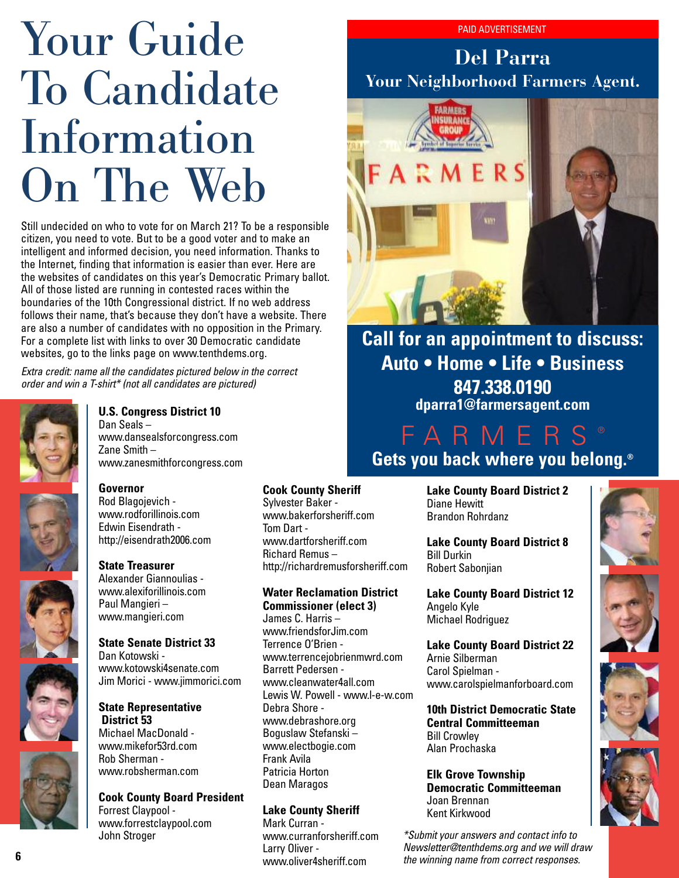# Your Guide To Candidate Information On The Web

Still undecided on who to vote for on March 21? To be a responsible citizen, you need to vote. But to be a good voter and to make an intelligent and informed decision, you need information. Thanks to the Internet, finding that information is easier than ever. Here are the websites of candidates on this year's Democratic Primary ballot. All of those listed are running in contested races within the boundaries of the 10th Congressional district. If no web address follows their name, that's because they don't have a website. There are also a number of candidates with no opposition in the Primary. For a complete list with links to over 30 Democratic candidate websites, go to the links page on www.tenthdems.org.

*Extra credit: name all the candidates pictured below in the correct order and win a T-shirt* (not all candidates are pictured)*

**U.S. Congress District 10**
Dan Seals – www.dansealsforcongress.com
Zane Smith – www.zanesmithforcongress.com

**Governor**
Rod Blagojevich - www.rodforillinois.com
Edwin Eisendrath - http://eisendrath2006.com

**State Treasurer**
Alexander Giannoulias - www.alexiforillinois.com
Paul Mangieri – www.mangieri.com

**State Senate District 33**
Dan Kotowski - www.kotowski4senate.com
Jim Morici - www.jimmorici.com

**State Representative District 53**
Michael MacDonald - www.mikefor53rd.com
Rob Sherman - www.robsherman.com

**Cook County Board President**
Forrest Claypool - www.forrestclaypool.com
John Stroger

**Cook County Sheriff**
Sylvester Baker - www.bakerforsheriff.com
Tom Dart - www.dartforsheriff.com
Richard Remus – http://richardremusforsheriff.com

**Water Reclamation District Commissioner (elect 3)**
James C. Harris – www.friendsforJim.com
Terrence O'Brien - www.terrencejobrienmwrd.com
Barrett Pedersen - www.cleanwater4all.com
Lewis W. Powell - www.l-e-w.com
Debra Shore - www.debrashore.org
Boguslaw Stefanski – www.electbogie.com
Frank Avila
Patricia Horton
Dean Maragos

**Lake County Sheriff**
Mark Curran - www.curranforsheriff.com
Larry Oliver - www.oliver4sheriff.com

**Lake County Board District 2**
Diane Hewitt
Brandon Rohrdanz

**Lake County Board District 8**
Bill Durkin
Robert Sabonjian

**Lake County Board District 12**
Angelo Kyle
Michael Rodriguez

**Lake County Board District 22**
Arnie Silberman
Carol Spielman - www.carolspielmanforboard.com

**10th District Democratic State Central Committeeman**
Bill Crowley
Alan Prochaska

**Elk Grove Township Democratic Committeeman**
Joan Brennan
Kent Kirkwood

*\*Submit your answers and contact info to Newsletter@tenthdems.org and we will draw the winning name from correct responses.*

---

PAID ADVERTISEMENT

**Del Parra**
**Your Neighborhood Farmers Agent.**

**Call for an appointment to discuss:**
**Auto • Home • Life • Business**
**847.338.0190**
**dparra1@farmersagent.com**

FARMERS®
**Gets you back where you belong.®**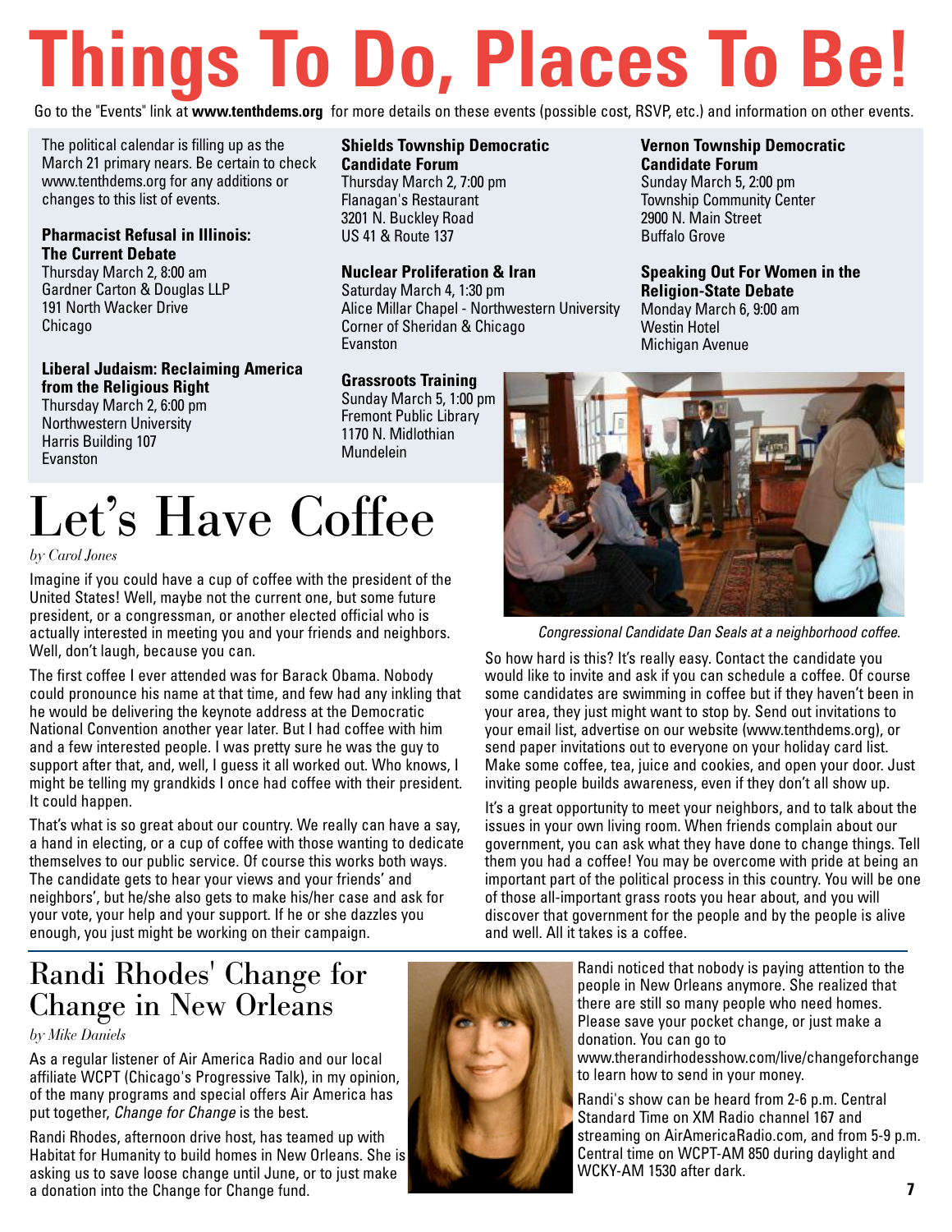# Things To Do, Places To Be!

Go to the "Events" link at **www.tenthdems.org** for more details on these events (possible cost, RSVP, etc.) and information on other events.

The political calendar is filling up as the March 21 primary nears. Be certain to check www.tenthdems.org for any additions or changes to this list of events.

**Pharmacist Refusal in Illinois: The Current Debate**
Thursday March 2, 8:00 am
Gardner Carton & Douglas LLP
191 North Wacker Drive
Chicago

**Liberal Judaism: Reclaiming America from the Religious Right**
Thursday March 2, 6:00 pm
Northwestern University
Harris Building 107
Evanston

**Shields Township Democratic Candidate Forum**
Thursday March 2, 7:00 pm
Flanagan's Restaurant
3201 N. Buckley Road
US 41 & Route 137

**Nuclear Proliferation & Iran**
Saturday March 4, 1:30 pm
Alice Millar Chapel - Northwestern University
Corner of Sheridan & Chicago
Evanston

**Grassroots Training**
Sunday March 5, 1:00 pm
Fremont Public Library
1170 N. Midlothian
Mundelein

**Vernon Township Democratic Candidate Forum**
Sunday March 5, 2:00 pm
Township Community Center
2900 N. Main Street
Buffalo Grove

**Speaking Out For Women in the Religion-State Debate**
Monday March 6, 9:00 am
Westin Hotel
Michigan Avenue

# Let's Have Coffee

*by Carol Jones*

Imagine if you could have a cup of coffee with the president of the United States! Well, maybe not the current one, but some future president, or a congressman, or another elected official who is actually interested in meeting you and your friends and neighbors. Well, don't laugh, because you can.

The first coffee I ever attended was for Barack Obama. Nobody could pronounce his name at that time, and few had any inkling that he would be delivering the keynote address at the Democratic National Convention another year later. But I had coffee with him and a few interested people. I was pretty sure he was the guy to support after that, and, well, I guess it all worked out. Who knows, I might be telling my grandkids I once had coffee with their president. It could happen.

That's what is so great about our country. We really can have a say, a hand in electing, or a cup of coffee with those wanting to dedicate themselves to our public service. Of course this works both ways. The candidate gets to hear your views and your friends' and neighbors', but he/she also gets to make his/her case and ask for your vote, your help and your support. If he or she dazzles you enough, you just might be working on their campaign.

*Congressional Candidate Dan Seals at a neighborhood coffee.*

So how hard is this? It's really easy. Contact the candidate you would like to invite and ask if you can schedule a coffee. Of course some candidates are swimming in coffee but if they haven't been in your area, they just might want to stop by. Send out invitations to your email list, advertise on our website (www.tenthdems.org), or send paper invitations out to everyone on your holiday card list. Make some coffee, tea, juice and cookies, and open your door. Just inviting people builds awareness, even if they don't all show up.

It's a great opportunity to meet your neighbors, and to talk about the issues in your own living room. When friends complain about our government, you can ask what they have done to change things. Tell them you had a coffee! You may be overcome with pride at being an important part of the political process in this country. You will be one of those all-important grass roots you hear about, and you will discover that government for the people and by the people is alive and well. All it takes is a coffee.

# Randi Rhodes' Change for Change in New Orleans

*by Mike Daniels*

As a regular listener of Air America Radio and our local affiliate WCPT (Chicago's Progressive Talk), in my opinion, of the many programs and special offers Air America has put together, *Change for Change* is the best.

Randi Rhodes, afternoon drive host, has teamed up with Habitat for Humanity to build homes in New Orleans. She is asking us to save loose change until June, or to just make a donation into the Change for Change fund.

Randi noticed that nobody is paying attention to the people in New Orleans anymore. She realized that there are still so many people who need homes. Please save your pocket change, or just make a donation. You can go to www.therandirhodesshow.com/live/changeforchange to learn how to send in your money.

Randi's show can be heard from 2-6 p.m. Central Standard Time on XM Radio channel 167 and streaming on AirAmericaRadio.com, and from 5-9 p.m. Central time on WCPT-AM 850 during daylight and WCKY-AM 1530 after dark.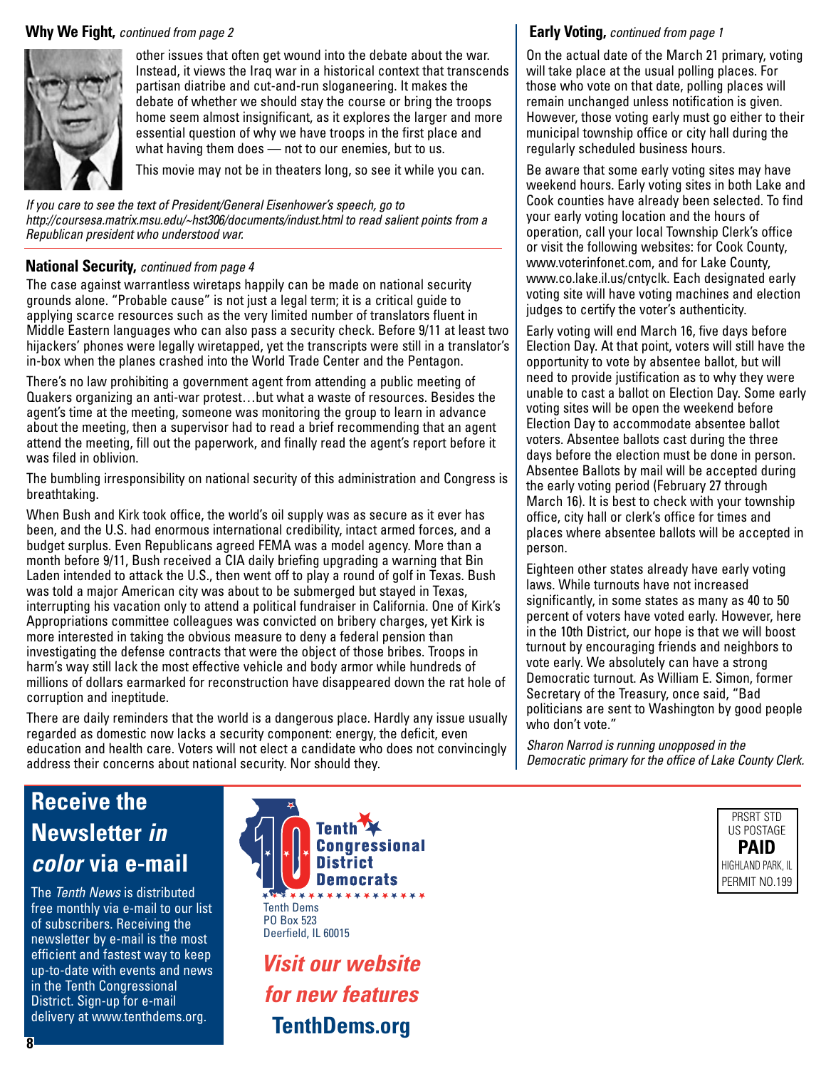## Why We Fight, *continued from page 2*

other issues that often get wound into the debate about the war. Instead, it views the Iraq war in a historical context that transcends partisan diatribe and cut-and-run sloganeering. It makes the debate of whether we should stay the course or bring the troops home seem almost insignificant, as it explores the larger and more essential question of why we have troops in the first place and what having them does — not to our enemies, but to us.

This movie may not be in theaters long, so see it while you can.

*If you care to see the text of President/General Eisenhower's speech, go to http://coursesa.matrix.msu.edu/~hst306/documents/indust.html to read salient points from a Republican president who understood war.*

## National Security, *continued from page 4*

The case against warrantless wiretaps happily can be made on national security grounds alone. "Probable cause" is not just a legal term; it is a critical guide to applying scarce resources such as the very limited number of translators fluent in Middle Eastern languages who can also pass a security check. Before 9/11 at least two hijackers' phones were legally wiretapped, yet the transcripts were still in a translator's in-box when the planes crashed into the World Trade Center and the Pentagon.

There's no law prohibiting a government agent from attending a public meeting of Quakers organizing an anti-war protest…but what a waste of resources. Besides the agent's time at the meeting, someone was monitoring the group to learn in advance about the meeting, then a supervisor had to read a brief recommending that an agent attend the meeting, fill out the paperwork, and finally read the agent's report before it was filed in oblivion.

The bumbling irresponsibility on national security of this administration and Congress is breathtaking.

When Bush and Kirk took office, the world's oil supply was as secure as it ever has been, and the U.S. had enormous international credibility, intact armed forces, and a budget surplus. Even Republicans agreed FEMA was a model agency. More than a month before 9/11, Bush received a CIA daily briefing upgrading a warning that Bin Laden intended to attack the U.S., then went off to play a round of golf in Texas. Bush was told a major American city was about to be submerged but stayed in Texas, interrupting his vacation only to attend a political fundraiser in California. One of Kirk's Appropriations committee colleagues was convicted on bribery charges, yet Kirk is more interested in taking the obvious measure to deny a federal pension than investigating the defense contracts that were the object of those bribes. Troops in harm's way still lack the most effective vehicle and body armor while hundreds of millions of dollars earmarked for reconstruction have disappeared down the rat hole of corruption and ineptitude.

There are daily reminders that the world is a dangerous place. Hardly any issue usually regarded as domestic now lacks a security component: energy, the deficit, even education and health care. Voters will not elect a candidate who does not convincingly address their concerns about national security. Nor should they.

## Early Voting, *continued from page 1*

On the actual date of the March 21 primary, voting will take place at the usual polling places. For those who vote on that date, polling places will remain unchanged unless notification is given. However, those voting early must go either to their municipal township office or city hall during the regularly scheduled business hours.

Be aware that some early voting sites may have weekend hours. Early voting sites in both Lake and Cook counties have already been selected. To find your early voting location and the hours of operation, call your local Township Clerk's office or visit the following websites: for Cook County, www.voterinfonet.com, and for Lake County, www.co.lake.il.us/cntyclk. Each designated early voting site will have voting machines and election judges to certify the voter's authenticity.

Early voting will end March 16, five days before Election Day. At that point, voters will still have the opportunity to vote by absentee ballot, but will need to provide justification as to why they were unable to cast a ballot on Election Day. Some early voting sites will be open the weekend before Election Day to accommodate absentee ballot voters. Absentee ballots cast during the three days before the election must be done in person. Absentee Ballots by mail will be accepted during the early voting period (February 27 through March 16). It is best to check with your township office, city hall or clerk's office for times and places where absentee ballots will be accepted in person.

Eighteen other states already have early voting laws. While turnouts have not increased significantly, in some states as many as 40 to 50 percent of voters have voted early. However, here in the 10th District, our hope is that we will boost turnout by encouraging friends and neighbors to vote early. We absolutely can have a strong Democratic turnout. As William E. Simon, former Secretary of the Treasury, once said, "Bad politicians are sent to Washington by good people who don't vote."

*Sharon Narrod is running unopposed in the Democratic primary for the office of Lake County Clerk.*

## Receive the Newsletter *in color* via e-mail

The *Tenth News* is distributed free monthly via e-mail to our list of subscribers. Receiving the newsletter by e-mail is the most efficient and fastest way to keep up-to-date with events and news in the Tenth Congressional District. Sign-up for e-mail delivery at www.tenthdems.org.

Tenth Congressional District Democrats

Tenth Dems
PO Box 523
Deerfield, IL 60015

***Visit our website for new features***

**TenthDems.org**

PRSRT STD
US POSTAGE
**PAID**
HIGHLAND PARK, IL
PERMIT NO.199